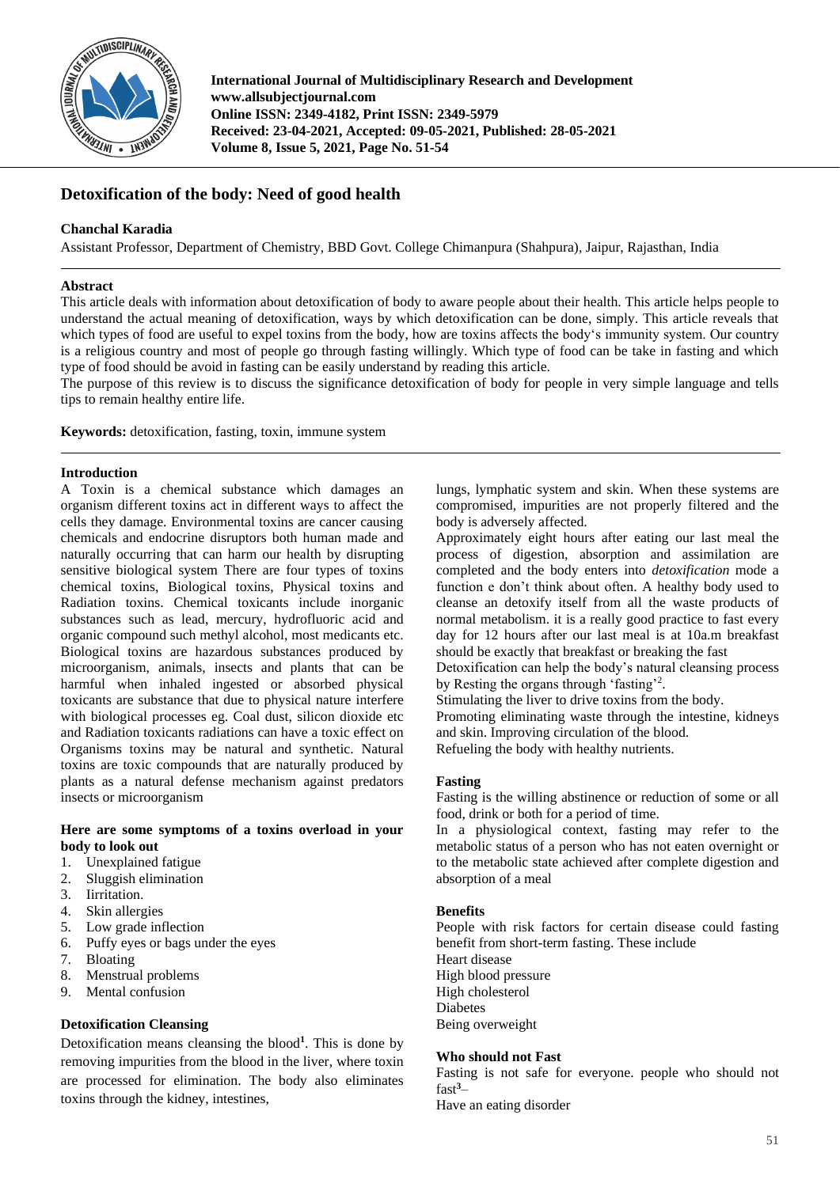International Journal of Multidisciplinary Research and Development
www.allsubjectjournal.com
Online ISSN: 2349-4182, Print ISSN: 2349-5979
Received: 23-04-2021, Accepted: 09-05-2021, Published: 28-05-2021
Volume 8, Issue 5, 2021, Page No. 51-54

# Detoxification of the body: Need of good health

**Chanchal Karadia**

Assistant Professor, Department of Chemistry, BBD Govt. College Chimanpura (Shahpura), Jaipur, Rajasthan, India

## Abstract

This article deals with information about detoxification of body to aware people about their health. This article helps people to understand the actual meaning of detoxification, ways by which detoxification can be done, simply. This article reveals that which types of food are useful to expel toxins from the body, how are toxins affects the body's immunity system. Our country is a religious country and most of people go through fasting willingly. Which type of food can be take in fasting and which type of food should be avoid in fasting can be easily understand by reading this article.

The purpose of this review is to discuss the significance detoxification of body for people in very simple language and tells tips to remain healthy entire life.

**Keywords:** detoxification, fasting, toxin, immune system

## Introduction

A Toxin is a chemical substance which damages an organism different toxins act in different ways to affect the cells they damage. Environmental toxins are cancer causing chemicals and endocrine disruptors both human made and naturally occurring that can harm our health by disrupting sensitive biological system There are four types of toxins chemical toxins, Biological toxins, Physical toxins and Radiation toxins. Chemical toxicants include inorganic substances such as lead, mercury, hydrofluoric acid and organic compound such methyl alcohol, most medicants etc. Biological toxins are hazardous substances produced by microorganism, animals, insects and plants that can be harmful when inhaled ingested or absorbed physical toxicants are substance that due to physical nature interfere with biological processes eg. Coal dust, silicon dioxide etc and Radiation toxicants radiations can have a toxic effect on Organisms toxins may be natural and synthetic. Natural toxins are toxic compounds that are naturally produced by plants as a natural defense mechanism against predators insects or microorganism

### Here are some symptoms of a toxins overload in your body to look out

1. Unexplained fatigue
2. Sluggish elimination
3. Iirritation.
4. Skin allergies
5. Low grade inflection
6. Puffy eyes or bags under the eyes
7. Bloating
8. Menstrual problems
9. Mental confusion

## Detoxification Cleansing

Detoxification means cleansing the blood[1]. This is done by removing impurities from the blood in the liver, where toxin are processed for elimination. The body also eliminates toxins through the kidney, intestines, lungs, lymphatic system and skin. When these systems are compromised, impurities are not properly filtered and the body is adversely affected.

Approximately eight hours after eating our last meal the process of digestion, absorption and assimilation are completed and the body enters into *detoxification* mode a function e don't think about often. A healthy body used to cleanse an detoxify itself from all the waste products of normal metabolism. it is a really good practice to fast every day for 12 hours after our last meal is at 10a.m breakfast should be exactly that breakfast or breaking the fast

Detoxification can help the body's natural cleansing process by Resting the organs through 'fasting'[2].

Stimulating the liver to drive toxins from the body.

Promoting eliminating waste through the intestine, kidneys and skin. Improving circulation of the blood.

Refueling the body with healthy nutrients.

## Fasting

Fasting is the willing abstinence or reduction of some or all food, drink or both for a period of time.

In a physiological context, fasting may refer to the metabolic status of a person who has not eaten overnight or to the metabolic state achieved after complete digestion and absorption of a meal

### Benefits

People with risk factors for certain disease could fasting benefit from short-term fasting. These include

Heart disease
High blood pressure
High cholesterol
Diabetes
Being overweight

### Who should not Fast

Fasting is not safe for everyone. people who should not fast[3]–

Have an eating disorder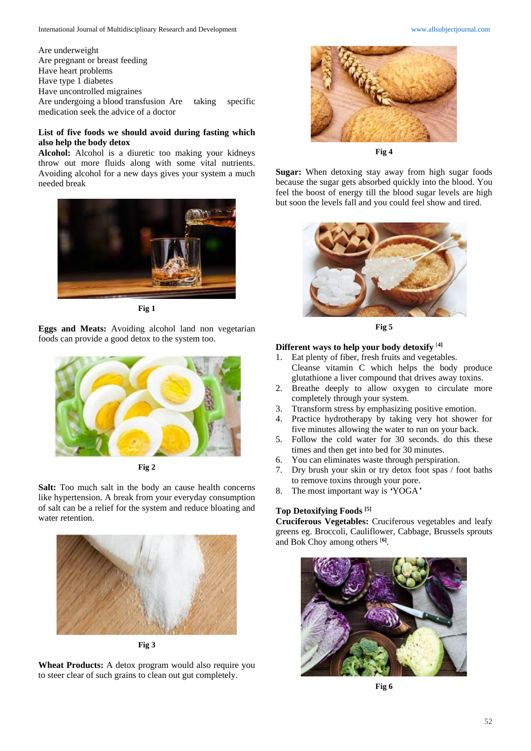Are underweight
Are pregnant or breast feeding
Have heart problems
Have type 1 diabetes
Have uncontrolled migraines
Are undergoing a blood transfusion Are taking specific medication seek the advice of a doctor

**List of five foods we should avoid during fasting which also help the body detox**

**Alcohol:** Alcohol is a diuretic too making your kidneys throw out more fluids along with some vital nutrients. Avoiding alcohol for a new days gives your system a much needed break

Fig 1

**Eggs and Meats:** Avoiding alcohol land non vegetarian foods can provide a good detox to the system too.

Fig 2

**Salt:** Too much salt in the body an cause health concerns like hypertension. A break from your everyday consumption of salt can be a relief for the system and reduce bloating and water retention.

Fig 3

**Wheat Products:** A detox program would also require you to steer clear of such grains to clean out gut completely.

Fig 4

**Sugar:** When detoxing stay away from high sugar foods because the sugar gets absorbed quickly into the blood. You feel the boost of energy till the blood sugar levels are high but soon the levels fall and you could feel show and tired.

Fig 5

**Different ways to help your body detoxify** [4]

1. Eat plenty of fiber, fresh fruits and vegetables. Cleanse vitamin C which helps the body produce glutathione a liver compound that drives away toxins.
2. Breathe deeply to allow oxygen to circulate more completely through your system.
3. Ttransform stress by emphasizing positive emotion.
4. Practice hydrotherapy by taking very hot shower for five minutes allowing the water to run on your back.
5. Follow the cold water for 30 seconds. do this these times and then get into bed for 30 minutes.
6. You can eliminates waste through perspiration.
7. Dry brush your skin or try detox foot spas / foot baths to remove toxins through your pore.
8. The most important way is 'YOGA'

**Top Detoxifying Foods** [5]

**Cruciferous Vegetables:** Cruciferous vegetables and leafy greens eg. Broccoli, Cauliflower, Cabbage, Brussels sprouts and Bok Choy among others [6].

Fig 6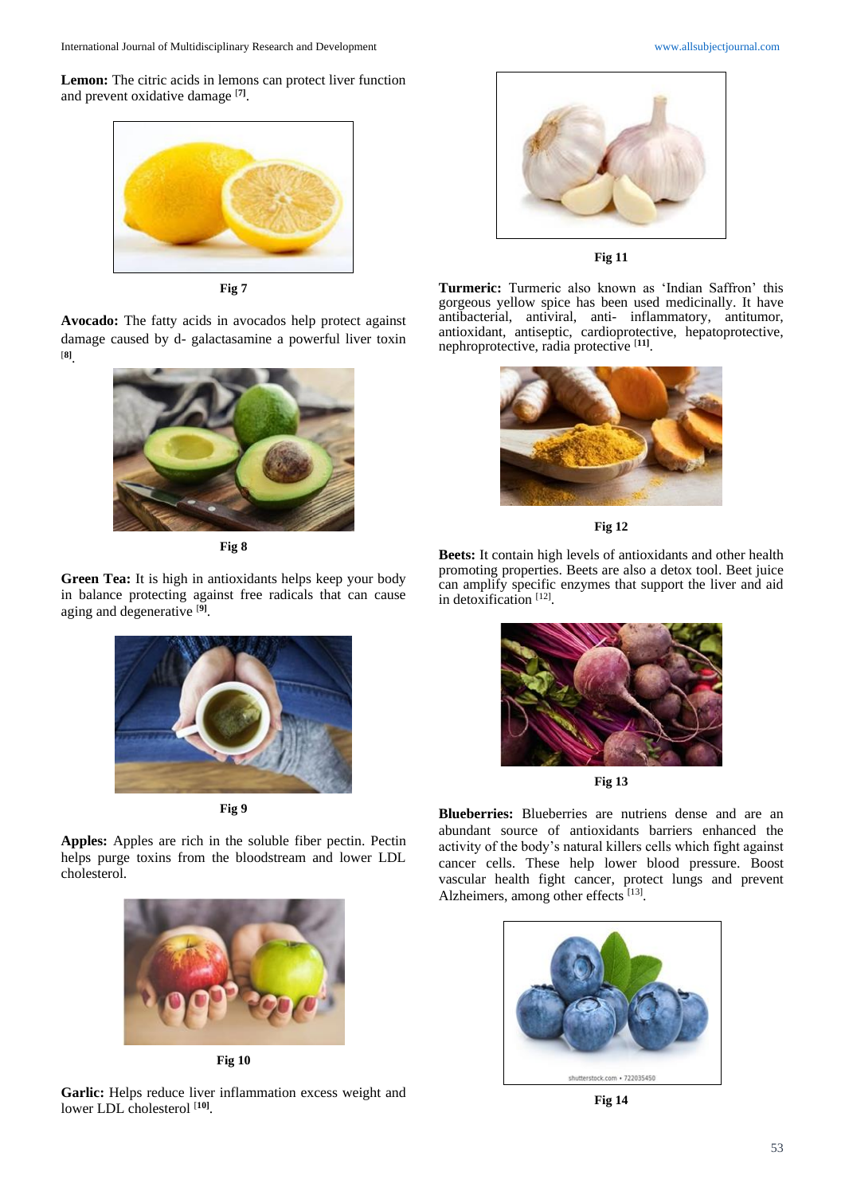**Lemon:** The citric acids in lemons can protect liver function and prevent oxidative damage [7].

Fig 7

**Avocado:** The fatty acids in avocados help protect against damage caused by d- galactasamine a powerful liver toxin [8].

Fig 8

**Green Tea:** It is high in antioxidants helps keep your body in balance protecting against free radicals that can cause aging and degenerative [9].

Fig 9

**Apples:** Apples are rich in the soluble fiber pectin. Pectin helps purge toxins from the bloodstream and lower LDL cholesterol.

Fig 10

**Garlic:** Helps reduce liver inflammation excess weight and lower LDL cholesterol [10].

Fig 11

**Turmeric:** Turmeric also known as 'Indian Saffron' this gorgeous yellow spice has been used medicinally. It have antibacterial, antiviral, anti- inflammatory, antitumor, antioxidant, antiseptic, cardioprotective, hepatoprotective, nephroprotective, radia protective [11].

Fig 12

**Beets:** It contain high levels of antioxidants and other health promoting properties. Beets are also a detox tool. Beet juice can amplify specific enzymes that support the liver and aid in detoxification [12].

Fig 13

**Blueberries:** Blueberries are nutriens dense and are an abundant source of antioxidants barriers enhanced the activity of the body's natural killers cells which fight against cancer cells. These help lower blood pressure. Boost vascular health fight cancer, protect lungs and prevent Alzheimers, among other effects [13].

Fig 14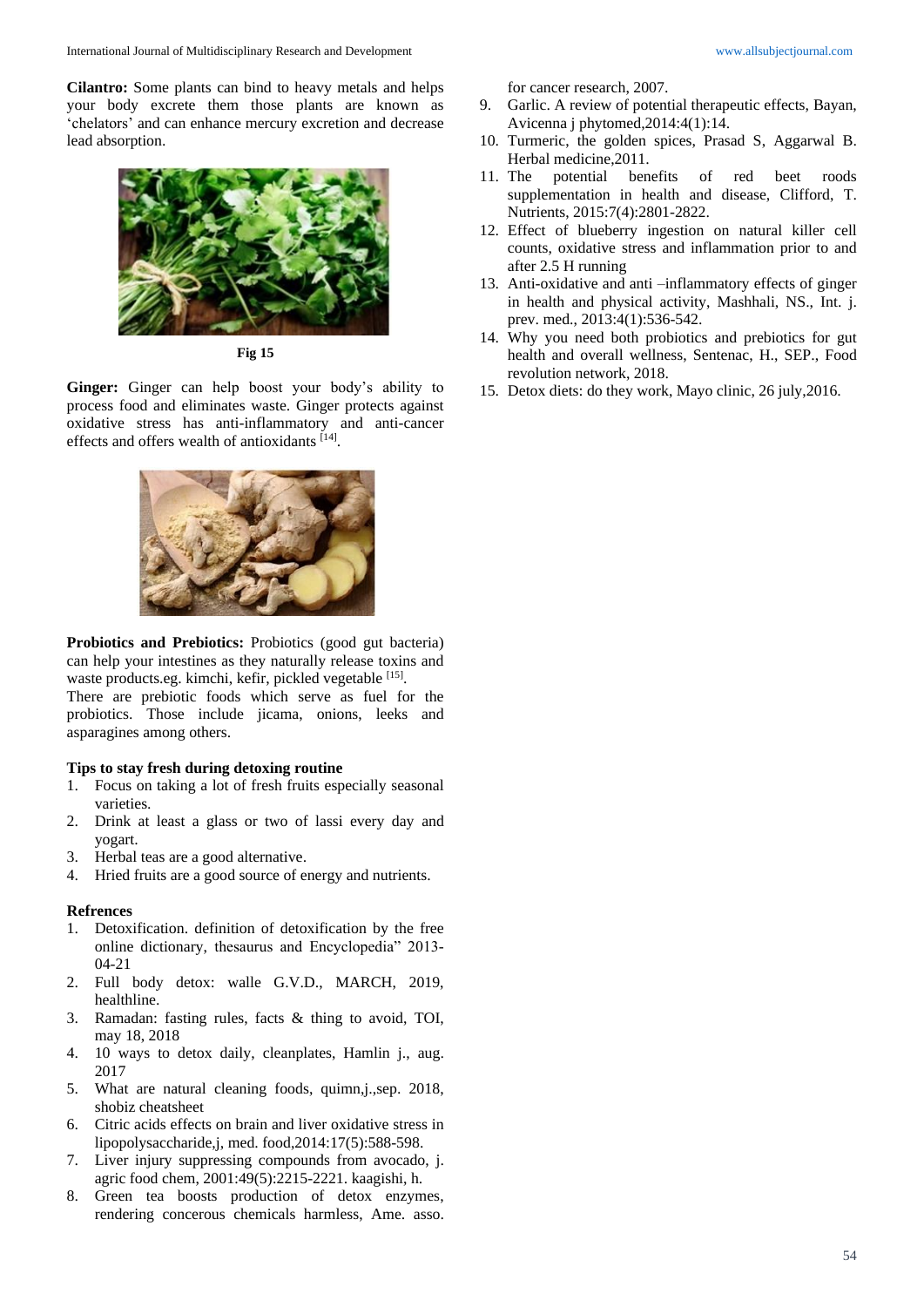**Cilantro:** Some plants can bind to heavy metals and helps your body excrete them those plants are known as 'chelators' and can enhance mercury excretion and decrease lead absorption.

Fig 15

**Ginger:** Ginger can help boost your body's ability to process food and eliminates waste. Ginger protects against oxidative stress has anti-inflammatory and anti-cancer effects and offers wealth of antioxidants [14].

**Probiotics and Prebiotics:** Probiotics (good gut bacteria) can help your intestines as they naturally release toxins and waste products.eg. kimchi, kefir, pickled vegetable [15].

There are prebiotic foods which serve as fuel for the probiotics. Those include jicama, onions, leeks and asparagines among others.

### Tips to stay fresh during detoxing routine

1. Focus on taking a lot of fresh fruits especially seasonal varieties.
2. Drink at least a glass or two of lassi every day and yogart.
3. Herbal teas are a good alternative.
4. Hried fruits are a good source of energy and nutrients.

### Refrences

1. Detoxification. definition of detoxification by the free online dictionary, thesaurus and Encyclopedia" 2013-04-21
2. Full body detox: walle G.V.D., MARCH, 2019, healthline.
3. Ramadan: fasting rules, facts & thing to avoid, TOI, may 18, 2018
4. 10 ways to detox daily, cleanplates, Hamlin j., aug. 2017
5. What are natural cleaning foods, quimn,j.,sep. 2018, shobiz cheatsheet
6. Citric acids effects on brain and liver oxidative stress in lipopolysaccharide,j, med. food,2014:17(5):588-598.
7. Liver injury suppressing compounds from avocado, j. agric food chem, 2001:49(5):2215-2221. kaagishi, h.
8. Green tea boosts production of detox enzymes, rendering concerous chemicals harmless, Ame. asso. for cancer research, 2007.
9. Garlic. A review of potential therapeutic effects, Bayan, Avicenna j phytomed,2014:4(1):14.
10. Turmeric, the golden spices, Prasad S, Aggarwal B. Herbal medicine,2011.
11. The potential benefits of red beet roods supplementation in health and disease, Clifford, T. Nutrients, 2015:7(4):2801-2822.
12. Effect of blueberry ingestion on natural killer cell counts, oxidative stress and inflammation prior to and after 2.5 H running
13. Anti-oxidative and anti –inflammatory effects of ginger in health and physical activity, Mashhali, NS., Int. j. prev. med., 2013:4(1):536-542.
14. Why you need both probiotics and prebiotics for gut health and overall wellness, Sentenac, H., SEP., Food revolution network, 2018.
15. Detox diets: do they work, Mayo clinic, 26 july,2016.